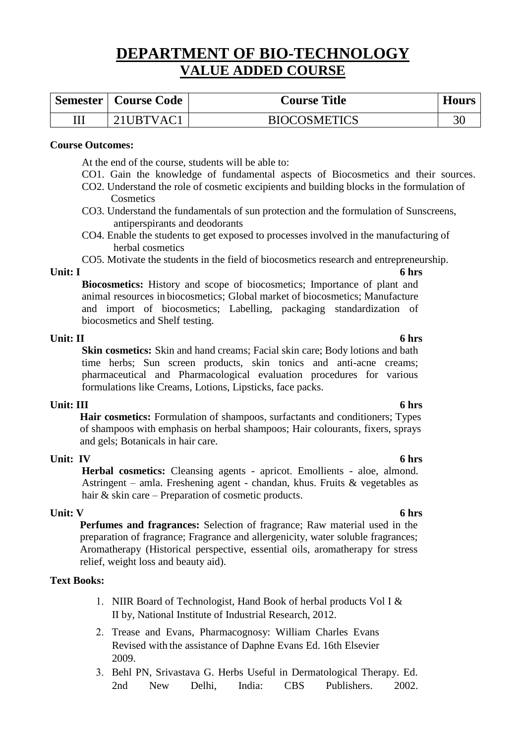# DEPARTMENT OF BIO-TECHNOLOGY

## VALUE ADDED COURSE

| Semester | Course Code | Course Title | Hours |
|---|---|---|---|
| III | 21UBTVAC1 | BIOCOSMETICS | 30 |

**Course Outcomes:**

At the end of the course, students will be able to:

CO1. Gain the knowledge of fundamental aspects of Biocosmetics and their sources.

CO2. Understand the role of cosmetic excipients and building blocks in the formulation of Cosmetics

CO3. Understand the fundamentals of sun protection and the formulation of Sunscreens, antiperspirants and deodorants

CO4. Enable the students to get exposed to processes involved in the manufacturing of herbal cosmetics

CO5. Motivate the students in the field of biocosmetics research and entrepreneurship.

**Unit: I** **6 hrs**

**Biocosmetics:** History and scope of biocosmetics; Importance of plant and animal resources in biocosmetics; Global market of biocosmetics; Manufacture and import of biocosmetics; Labelling, packaging standardization of biocosmetics and Shelf testing.

**Unit: II** **6 hrs**

**Skin cosmetics:** Skin and hand creams; Facial skin care; Body lotions and bath time herbs; Sun screen products, skin tonics and anti-acne creams; pharmaceutical and Pharmacological evaluation procedures for various formulations like Creams, Lotions, Lipsticks, face packs.

**Unit: III** **6 hrs**

**Hair cosmetics:** Formulation of shampoos, surfactants and conditioners; Types of shampoos with emphasis on herbal shampoos; Hair colourants, fixers, sprays and gels; Botanicals in hair care.

**Unit: IV** **6 hrs**

**Herbal cosmetics:** Cleansing agents - apricot. Emollients - aloe, almond. Astringent – amla. Freshening agent - chandan, khus. Fruits & vegetables as hair & skin care – Preparation of cosmetic products.

**Unit: V** **6 hrs**

**Perfumes and fragrances:** Selection of fragrance; Raw material used in the preparation of fragrance; Fragrance and allergenicity, water soluble fragrances; Aromatherapy (Historical perspective, essential oils, aromatherapy for stress relief, weight loss and beauty aid).

**Text Books:**

1. NIIR Board of Technologist, Hand Book of herbal products Vol I & II by, National Institute of Industrial Research, 2012.
2. Trease and Evans, Pharmacognosy: William Charles Evans Revised with the assistance of Daphne Evans Ed. 16th Elsevier 2009.
3. Behl PN, Srivastava G. Herbs Useful in Dermatological Therapy. Ed. 2nd New Delhi, India: CBS Publishers. 2002.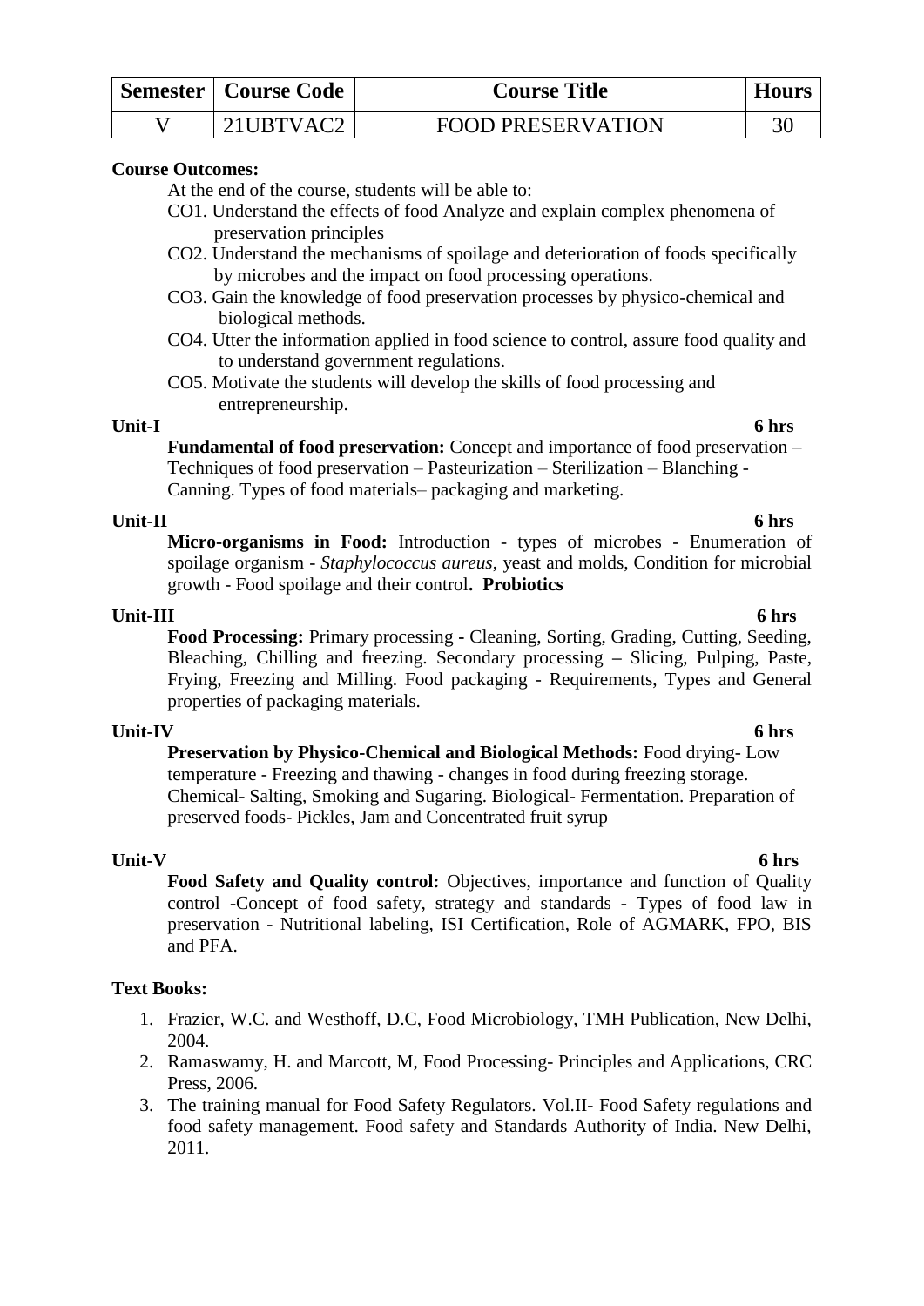| Semester | Course Code | Course Title | Hours |
| --- | --- | --- | --- |
| V | 21UBTVAC2 | FOOD PRESERVATION | 30 |

**Course Outcomes:**

At the end of the course, students will be able to:

CO1. Understand the effects of food Analyze and explain complex phenomena of preservation principles

CO2. Understand the mechanisms of spoilage and deterioration of foods specifically by microbes and the impact on food processing operations.

CO3. Gain the knowledge of food preservation processes by physico-chemical and biological methods.

CO4. Utter the information applied in food science to control, assure food quality and to understand government regulations.

CO5. Motivate the students will develop the skills of food processing and entrepreneurship.

**Unit-I** **6 hrs**

**Fundamental of food preservation:** Concept and importance of food preservation – Techniques of food preservation – Pasteurization – Sterilization – Blanching - Canning. Types of food materials– packaging and marketing.

**Unit-II** **6 hrs**

**Micro-organisms in Food:** Introduction - types of microbes - Enumeration of spoilage organism - *Staphylococcus aureus*, yeast and molds, Condition for microbial growth - Food spoilage and their control**. Probiotics**

**Unit-III** **6 hrs**

**Food Processing:** Primary processing - Cleaning, Sorting, Grading, Cutting, Seeding, Bleaching, Chilling and freezing. Secondary processing – Slicing, Pulping, Paste, Frying, Freezing and Milling. Food packaging - Requirements, Types and General properties of packaging materials.

**Unit-IV** **6 hrs**

**Preservation by Physico-Chemical and Biological Methods:** Food drying- Low temperature - Freezing and thawing - changes in food during freezing storage. Chemical- Salting, Smoking and Sugaring. Biological- Fermentation. Preparation of preserved foods- Pickles, Jam and Concentrated fruit syrup

**Unit-V** **6 hrs**

**Food Safety and Quality control:** Objectives, importance and function of Quality control -Concept of food safety, strategy and standards - Types of food law in preservation - Nutritional labeling, ISI Certification, Role of AGMARK, FPO, BIS and PFA.

**Text Books:**

1. Frazier, W.C. and Westhoff, D.C, Food Microbiology, TMH Publication, New Delhi, 2004.
2. Ramaswamy, H. and Marcott, M, Food Processing- Principles and Applications, CRC Press, 2006.
3. The training manual for Food Safety Regulators. Vol.II- Food Safety regulations and food safety management. Food safety and Standards Authority of India. New Delhi, 2011.